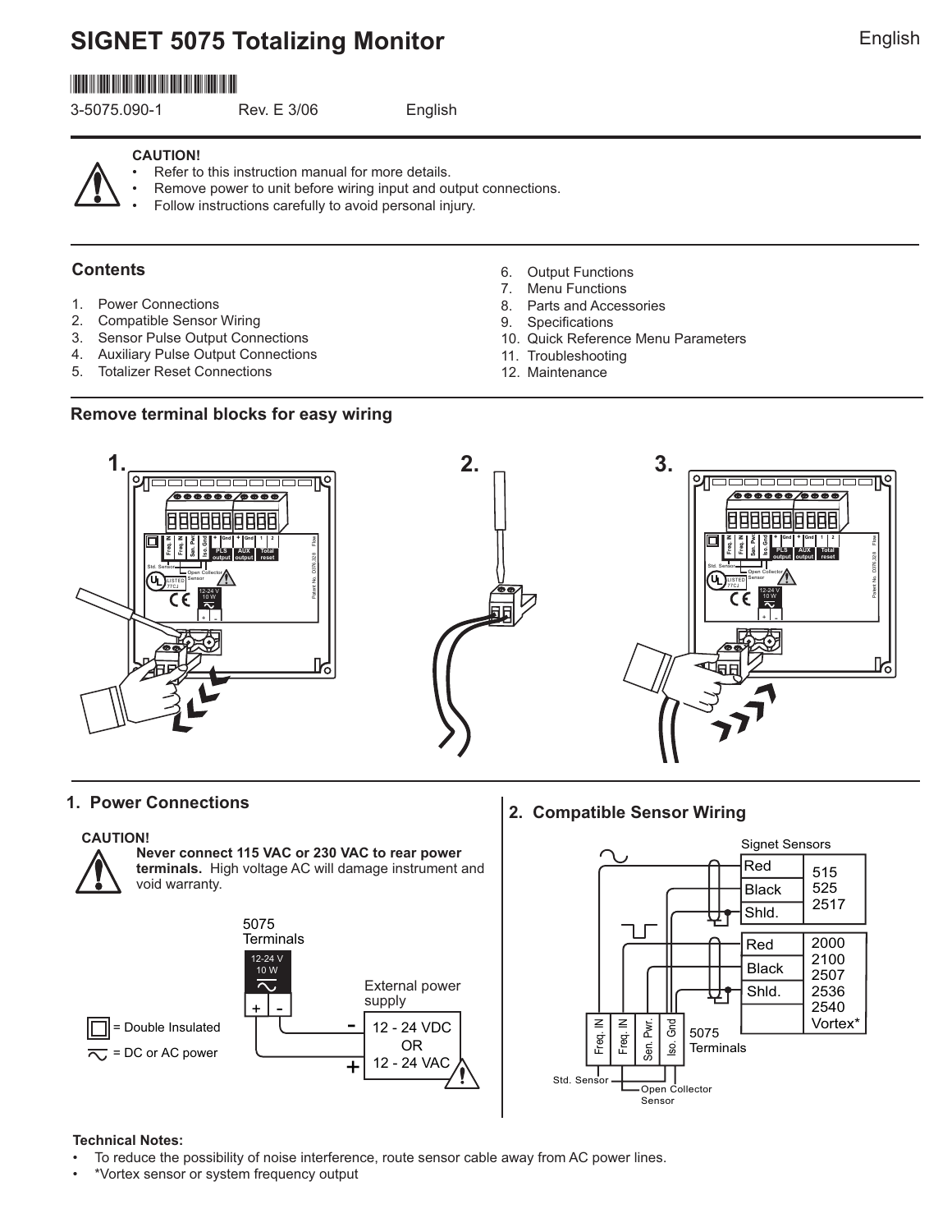# SIGNET 5075 Totalizing Monitor

3-5075.090-1 Rev. E 3/06 English

**CAUTION!**

- Refer to this instruction manual for more details.
- Remove power to unit before wiring input and output connections.
- Follow instructions carefully to avoid personal injury.

## Contents

1. Power Connections
2. Compatible Sensor Wiring
3. Sensor Pulse Output Connections
4. Auxiliary Pulse Output Connections
5. Totalizer Reset Connections
6. Output Functions
7. Menu Functions
8. Parts and Accessories
9. Specifications
10. Quick Reference Menu Parameters
11. Troubleshooting
12. Maintenance

## Remove terminal blocks for easy wiring

1. 2. 3.

## 1. Power Connections

**CAUTION!**

**Never connect 115 VAC or 230 VAC to rear power terminals.** High voltage AC will damage instrument and void warranty.

5075 Terminals: 12-24 V 10 W (+ / -)

External power supply: 12 - 24 VDC OR 12 - 24 VAC

= Double Insulated

= DC or AC power

## 2. Compatible Sensor Wiring

Signet Sensors

| Wire | Sensors |
| --- | --- |
| Red / Black / Shld. | 515, 525, 2517 |
| Red / Black / Shld. | 2000, 2100, 2507, 2536, 2540, Vortex* |

5075 Terminals: Freq. IN, Freq. IN, Sen. Pwr., Iso. Gnd

Std. Sensor — Open Collector Sensor

**Technical Notes:**

- To reduce the possibility of noise interference, route sensor cable away from AC power lines.
- *Vortex sensor or system frequency output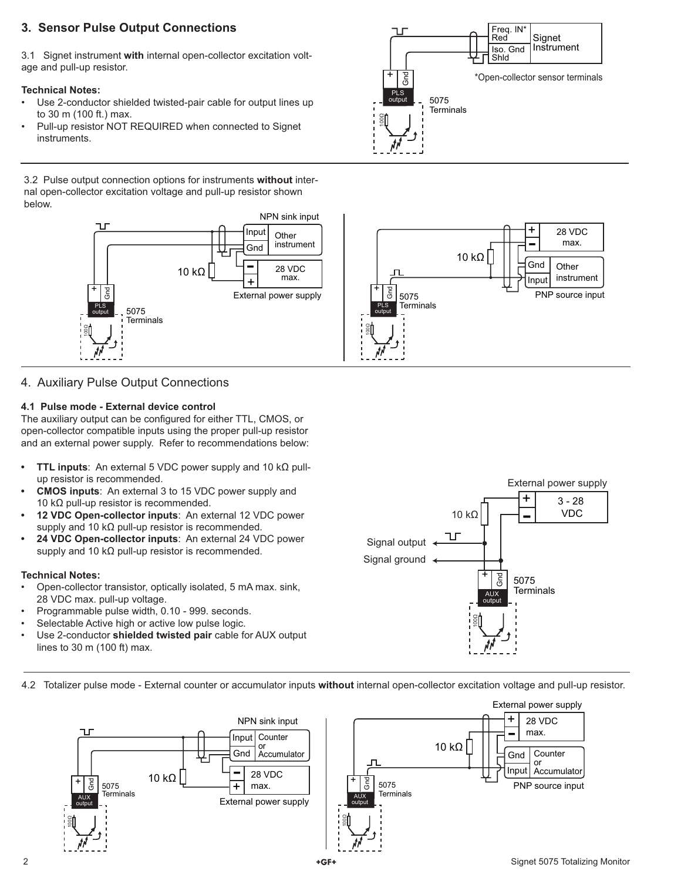## 3. Sensor Pulse Output Connections

3.1 Signet instrument **with** internal open-collector excitation voltage and pull-up resistor.

**Technical Notes:**

- Use 2-conductor shielded twisted-pair cable for output lines up to 30 m (100 ft.) max.
- Pull-up resistor NOT REQUIRED when connected to Signet instruments.

*Open-collector sensor terminals

3.2 Pulse output connection options for instruments **without** internal open-collector excitation voltage and pull-up resistor shown below.

## 4. Auxiliary Pulse Output Connections

**4.1 Pulse mode - External device control**

The auxiliary output can be configured for either TTL, CMOS, or open-collector compatible inputs using the proper pull-up resistor and an external power supply. Refer to recommendations below:

- **TTL inputs**: An external 5 VDC power supply and 10 kΩ pull-up resistor is recommended.
- **CMOS inputs**: An external 3 to 15 VDC power supply and 10 kΩ pull-up resistor is recommended.
- **12 VDC Open-collector inputs**: An external 12 VDC power supply and 10 kΩ pull-up resistor is recommended.
- **24 VDC Open-collector inputs**: An external 24 VDC power supply and 10 kΩ pull-up resistor is recommended.

**Technical Notes:**

- Open-collector transistor, optically isolated, 5 mA max. sink, 28 VDC max. pull-up voltage.
- Programmable pulse width, 0.10 - 999. seconds.
- Selectable Active high or active low pulse logic.
- Use 2-conductor **shielded twisted pair** cable for AUX output lines to 30 m (100 ft) max.

4.2 Totalizer pulse mode - External counter or accumulator inputs **without** internal open-collector excitation voltage and pull-up resistor.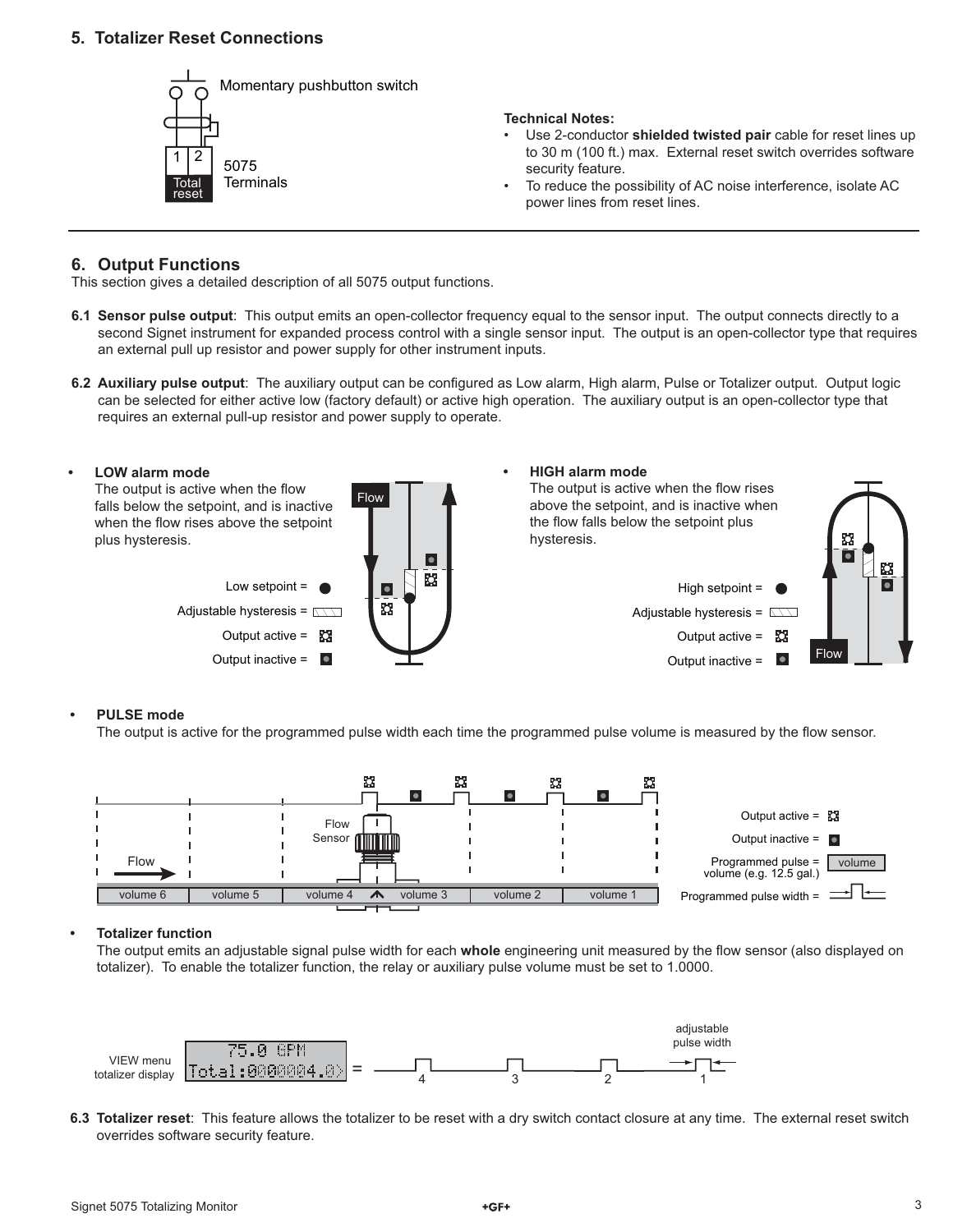## 5. Totalizer Reset Connections

Momentary pushbutton switch

5075 Terminals

**Technical Notes:**

- Use 2-conductor **shielded twisted pair** cable for reset lines up to 30 m (100 ft.) max. External reset switch overrides software security feature.
- To reduce the possibility of AC noise interference, isolate AC power lines from reset lines.

## 6. Output Functions

This section gives a detailed description of all 5075 output functions.

**6.1 Sensor pulse output**: This output emits an open-collector frequency equal to the sensor input. The output connects directly to a second Signet instrument for expanded process control with a single sensor input. The output is an open-collector type that requires an external pull up resistor and power supply for other instrument inputs.

**6.2 Auxiliary pulse output**: The auxiliary output can be configured as Low alarm, High alarm, Pulse or Totalizer output. Output logic can be selected for either active low (factory default) or active high operation. The auxiliary output is an open-collector type that requires an external pull-up resistor and power supply to operate.

- **LOW alarm mode**
  The output is active when the flow falls below the setpoint, and is inactive when the flow rises above the setpoint plus hysteresis.

- **HIGH alarm mode**
  The output is active when the flow rises above the setpoint, and is inactive when the flow falls below the setpoint plus hysteresis.

- **PULSE mode**
  The output is active for the programmed pulse width each time the programmed pulse volume is measured by the flow sensor.

- **Totalizer function**
  The output emits an adjustable signal pulse width for each **whole** engineering unit measured by the flow sensor (also displayed on totalizer). To enable the totalizer function, the relay or auxiliary pulse volume must be set to 1.0000.

**6.3 Totalizer reset**: This feature allows the totalizer to be reset with a dry switch contact closure at any time. The external reset switch overrides software security feature.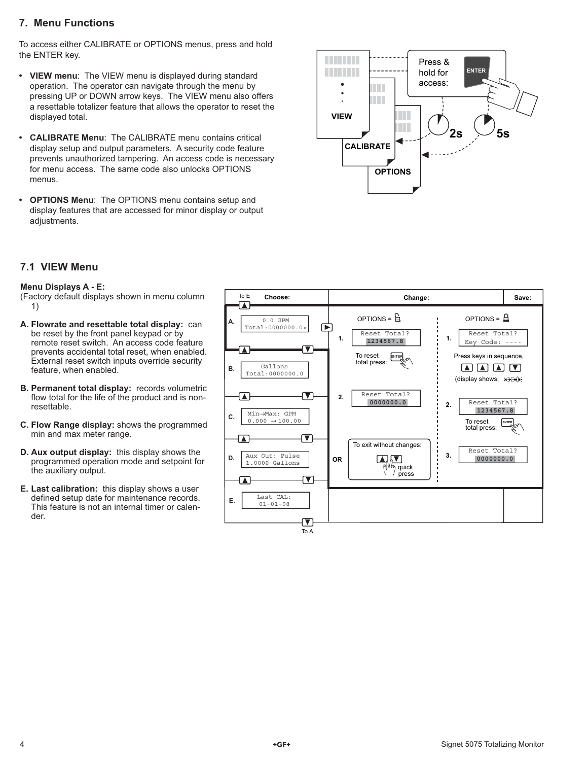## 7. Menu Functions

To access either CALIBRATE or OPTIONS menus, press and hold the ENTER key.

- **VIEW menu**: The VIEW menu is displayed during standard operation. The operator can navigate through the menu by pressing UP or DOWN arrow keys. The VIEW menu also offers a resettable totalizer feature that allows the operator to reset the displayed total.
- **CALIBRATE Menu**: The CALIBRATE menu contains critical display setup and output parameters. A security code feature prevents unauthorized tampering. An access code is necessary for menu access. The same code also unlocks OPTIONS menus.
- **OPTIONS Menu**: The OPTIONS menu contains setup and display features that are accessed for minor display or output adjustments.

VIEW  
CALIBRATE  
OPTIONS  
Press & hold for access: ENTER  
2s  5s

## 7.1 VIEW Menu

**Menu Displays A - E:**
(Factory default displays shown in menu column 1)

**A. Flowrate and resettable total display:** can be reset by the front panel keypad or by remote reset switch. An access code feature prevents accidental total reset, when enabled. External reset switch inputs override security feature, when enabled.

**B. Permanent total display:** records volumetric flow total for the life of the product and is non-resettable.

**C. Flow Range display:** shows the programmed min and max meter range.

**D. Aux output display:** this display shows the programmed operation mode and setpoint for the auxiliary output.

**E. Last calibration:** this display shows a user defined setup date for maintenance records. This feature is not an internal timer or calender.

| Choose: | Change: | | Save: |
|---|---|---|---|
| A. 0.0 GPM / Total:0000000.0> | OPTIONS = (unlocked) 1. Reset Total? 1234567.8 — To reset total press: ENTER; 2. Reset Total? 0000000.0; OR To exit without changes: ▲▼ quick press | OPTIONS = (locked) 1. Reset Total? Key Code: ---- — Press keys in sequence, ▲ ▲ ▲ ▼ (display shows: ✱✱✱✱); 2. Reset Total? 1234567.8 — To reset total press: ENTER; 3. Reset Total? 0000000.0 | |
| B. Gallons / Total:0000000.0 | | | |
| C. Min→Max: GPM / 0.000 →100.00 | | | |
| D. Aux Out: Pulse / 1.0000 Gallons | | | |
| E. Last CAL: / 01-01-98 | | | |

(▲ from A: To E; ▼ from E: To A)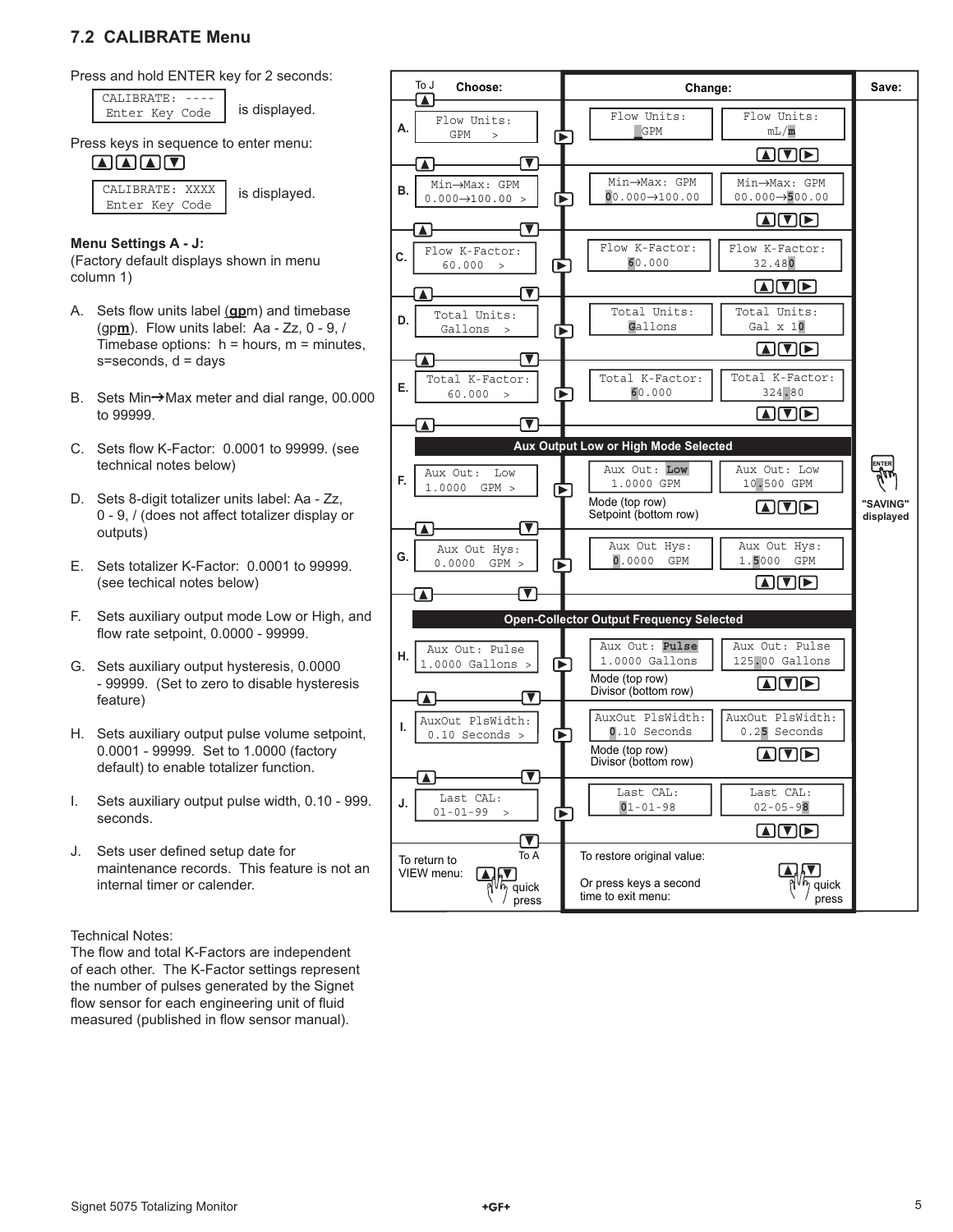## 7.2 CALIBRATE Menu

Press and hold ENTER key for 2 seconds:

```
CALIBRATE: ----
Enter Key Code
```

is displayed.

Press keys in sequence to enter menu:

▲ ▲ ▲ ▼

```
CALIBRATE: XXXX
Enter Key Code
```

is displayed.

**Menu Settings A - J:**
(Factory default displays shown in menu column 1)

A. Sets flow units label (**gp**m) and timebase (gp**m**). Flow units label: Aa - Zz, 0 - 9, / Timebase options: h = hours, m = minutes, s=seconds, d = days

B. Sets Min→Max meter and dial range, 00.000 to 99999.

C. Sets flow K-Factor: 0.0001 to 99999. (see technical notes below)

D. Sets 8-digit totalizer units label: Aa - Zz, 0 - 9, / (does not affect totalizer display or outputs)

E. Sets totalizer K-Factor: 0.0001 to 99999. (see techical notes below)

F. Sets auxiliary output mode Low or High, and flow rate setpoint, 0.0000 - 99999.

G. Sets auxiliary output hysteresis, 0.0000 - 99999. (Set to zero to disable hysteresis feature)

H. Sets auxiliary output pulse volume setpoint, 0.0001 - 99999. Set to 1.0000 (factory default) to enable totalizer function.

I. Sets auxiliary output pulse width, 0.10 - 999. seconds.

J. Sets user defined setup date for maintenance records. This feature is not an internal timer or calender.

Technical Notes:
The flow and total K-Factors are independent of each other. The K-Factor settings represent the number of pulses generated by the Signet flow sensor for each engineering unit of fluid measured (published in flow sensor manual).

| | Choose: | Change: | | Save: |
|---|---|---|---|---|
| A. | Flow Units: GPM > | Flow Units: _GPM | Flow Units: mL/m | Press ENTER: "SAVING" displayed |
| B. | Min→Max: GPM 0.000→100.00 > | Min→Max: GPM 00.000→100.00 | Min→Max: GPM 00.000→500.00 | |
| C. | Flow K-Factor: 60.000 > | Flow K-Factor: 60.000 | Flow K-Factor: 32.480 | |
| D. | Total Units: Gallons > | Total Units: Gallons | Total Units: Gal x 10 | |
| E. | Total K-Factor: 60.000 > | Total K-Factor: 60.000 | Total K-Factor: 324.80 | |
| | **Aux Output Low or High Mode Selected** | | | |
| F. | Aux Out: Low 1.0000 GPM > | Aux Out: Low 1.0000 GPM (Mode (top row) Setpoint (bottom row)) | Aux Out: Low 10.500 GPM | |
| G. | Aux Out Hys: 0.0000 GPM > | Aux Out Hys: 0.0000 GPM | Aux Out Hys: 1.5000 GPM | |
| | **Open-Collector Output Frequency Selected** | | | |
| H. | Aux Out: Pulse 1.0000 Gallons > | Aux Out: Pulse 1.0000 Gallons (Mode (top row) Divisor (bottom row)) | Aux Out: Pulse 125.00 Gallons | |
| I. | AuxOut PlsWidth: 0.10 Seconds > | AuxOut PlsWidth: 0.10 Seconds (Mode (top row) Divisor (bottom row)) | AuxOut PlsWidth: 0.25 Seconds | |
| J. | Last CAL: 01-01-99 > | Last CAL: 01-01-98 | Last CAL: 02-05-98 | |

Navigation: ▲ / ▼ to choose (▲ from A goes To J; ▼ from J goes To A); ► to change; ▲ ▼ ► to edit values.

To return to VIEW menu: ▲▼ quick press

To restore original value: Or press keys a second time to exit menu: ▲▼ quick press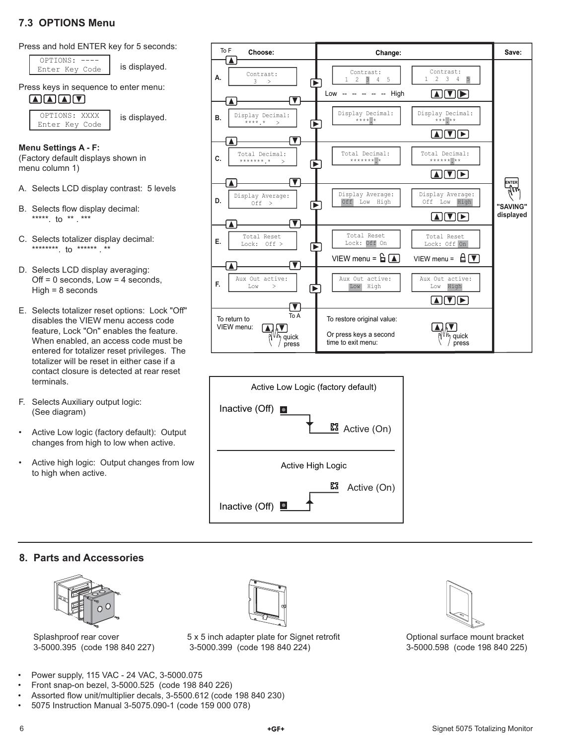## 7.3 OPTIONS Menu

Press and hold ENTER key for 5 seconds:

```
OPTIONS: ----
Enter Key Code
```

is displayed.

Press keys in sequence to enter menu:

▲ ▲ ▲ ▼

```
OPTIONS: XXXX
Enter Key Code
```

is displayed.

**Menu Settings A - F:**
(Factory default displays shown in menu column 1)

A. Selects LCD display contrast: 5 levels

B. Selects flow display decimal: *****. to ** . ***

C. Selects totalizer display decimal: ********. to ****** . **

D. Selects LCD display averaging: Off = 0 seconds, Low = 4 seconds, High = 8 seconds

E. Selects totalizer reset options: Lock "Off" disables the VIEW menu access code feature, Lock "On" enables the feature. When enabled, an access code must be entered for totalizer reset privileges. The totalizer will be reset in either case if a contact closure is detected at rear reset terminals.

F. Selects Auxiliary output logic: (See diagram)

- Active Low logic (factory default): Output changes from high to low when active.
- Active high logic: Output changes from low to high when active.

| | Choose: | Change: | | Save: |
|---|---|---|---|---|
| A. | Contrast: 3 > | Contrast: 1 2 3 4 5 (Low -- -- -- -- -- High) | Contrast: 1 2 3 4 5 (▲▼▶) | |
| B. | Display Decimal: ****.* > | Display Decimal: ****.* | Display Decimal: ***.** (▲▼▶) | |
| C. | Total Decimal: *******.* > | Total Decimal: *******.* | Total Decimal: ******.** (▲▼▶) | ENTER "SAVING" displayed |
| D. | Display Average: Off > | Display Average: Off Low High | Display Average: Off Low High (▲▼▶) | |
| E. | Total Reset Lock: Off > | Total Reset Lock: Off On (VIEW menu = unlocked ▲) | Total Reset Lock: Off On (VIEW menu = locked ▼) | |
| F. | Aux Out active: Low > | Aux Out active: Low High | Aux Out active: Low High (▲▼▶) | |

To F (▲ at top of A); To A (▼ at bottom of F).

To return to VIEW menu: ▲▼ quick press

To restore original value: Or press keys a second time to exit menu: ▲▼ quick press

**Active Low Logic (factory default)**
Inactive (Off) → Active (On)

**Active High Logic**
Inactive (Off) → Active (On)

## 8. Parts and Accessories

Splashproof rear cover
3-5000.395 (code 198 840 227)

5 x 5 inch adapter plate for Signet retrofit
3-5000.399 (code 198 840 224)

Optional surface mount bracket
3-5000.598 (code 198 840 225)

- Power supply, 115 VAC - 24 VAC, 3-5000.075
- Front snap-on bezel, 3-5000.525 (code 198 840 226)
- Assorted flow unit/multiplier decals, 3-5500.612 (code 198 840 230)
- 5075 Instruction Manual 3-5075.090-1 (code 159 000 078)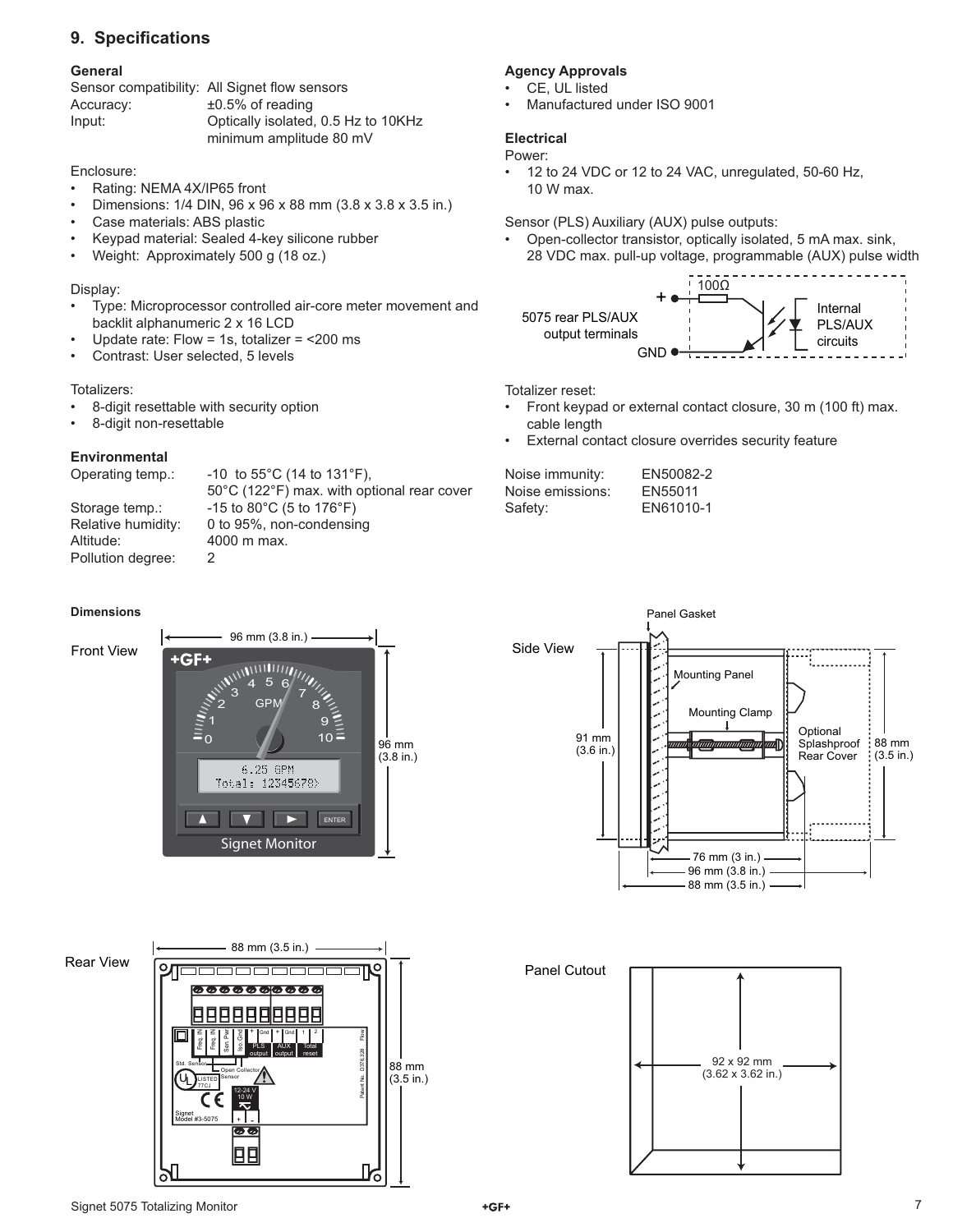## 9. Specifications

### General

| | |
|---|---|
| Sensor compatibility: | All Signet flow sensors |
| Accuracy: | ±0.5% of reading |
| Input: | Optically isolated, 0.5 Hz to 10KHz minimum amplitude 80 mV |

Enclosure:

- Rating: NEMA 4X/IP65 front
- Dimensions: 1/4 DIN, 96 x 96 x 88 mm (3.8 x 3.8 x 3.5 in.)
- Case materials: ABS plastic
- Keypad material: Sealed 4-key silicone rubber
- Weight: Approximately 500 g (18 oz.)

Display:

- Type: Microprocessor controlled air-core meter movement and backlit alphanumeric 2 x 16 LCD
- Update rate: Flow = 1s, totalizer = <200 ms
- Contrast: User selected, 5 levels

Totalizers:

- 8-digit resettable with security option
- 8-digit non-resettable

### Environmental

| | |
|---|---|
| Operating temp.: | -10 to 55°C (14 to 131°F), 50°C (122°F) max. with optional rear cover |
| Storage temp.: | -15 to 80°C (5 to 176°F) |
| Relative humidity: | 0 to 95%, non-condensing |
| Altitude: | 4000 m max. |
| Pollution degree: | 2 |

### Agency Approvals

- CE, UL listed
- Manufactured under ISO 9001

### Electrical

Power:

- 12 to 24 VDC or 12 to 24 VAC, unregulated, 50-60 Hz, 10 W max.

Sensor (PLS) Auxiliary (AUX) pulse outputs:

- Open-collector transistor, optically isolated, 5 mA max. sink, 28 VDC max. pull-up voltage, programmable (AUX) pulse width

5075 rear PLS/AUX output terminals — + — 100Ω — Internal PLS/AUX circuits — GND

Totalizer reset:

- Front keypad or external contact closure, 30 m (100 ft) max. cable length
- External contact closure overrides security feature

| | |
|---|---|
| Noise immunity: | EN50082-2 |
| Noise emissions: | EN55011 |
| Safety: | EN61010-1 |

### Dimensions

Front View: 96 mm (3.8 in.) x 96 mm (3.8 in.)

Side View: Panel Gasket, Mounting Panel, Mounting Clamp, Optional Splashproof Rear Cover; 91 mm (3.6 in.); 88 mm (3.5 in.); 76 mm (3 in.); 96 mm (3.8 in.); 88 mm (3.5 in.)

Rear View: 88 mm (3.5 in.) x 88 mm (3.5 in.)

Panel Cutout: 92 x 92 mm (3.62 x 3.62 in.)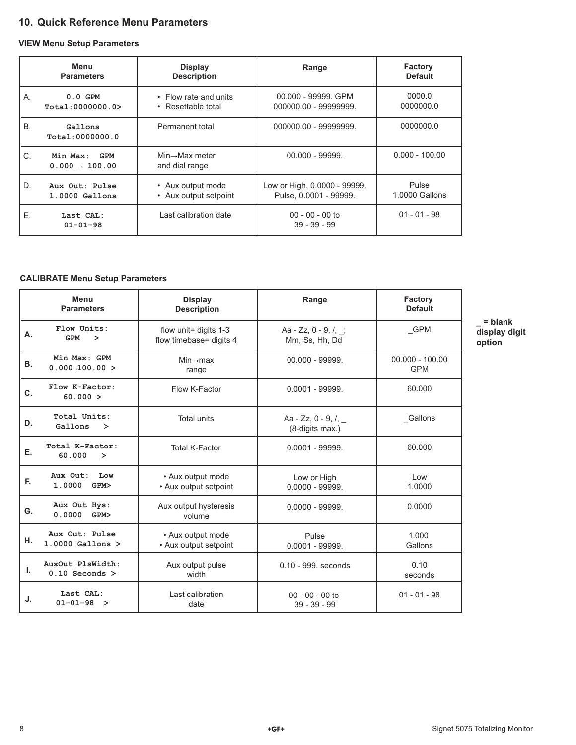## 10. Quick Reference Menu Parameters

### VIEW Menu Setup Parameters

| | Menu Parameters | Display Description | Range | Factory Default |
|---|---|---|---|---|
| A. | 0.0 GPM<br>Total:0000000.0> | • Flow rate and units<br>• Resettable total | 00.000 - 99999. GPM<br>000000.00 - 99999999. | 0000.0<br>0000000.0 |
| B. | Gallons<br>Total:0000000.0 | Permanent total | 000000.00 - 99999999. | 0000000.0 |
| C. | Min→Max: GPM<br>0.000 → 100.00 | Min→Max meter and dial range | 00.000 - 99999. | 0.000 - 100.00 |
| D. | Aux Out: Pulse<br>1.0000 Gallons | • Aux output mode<br>• Aux output setpoint | Low or High, 0.0000 - 99999.<br>Pulse, 0.0001 - 99999. | Pulse<br>1.0000 Gallons |
| E. | Last CAL:<br>01-01-98 | Last calibration date | 00 - 00 - 00 to<br>39 - 39 - 99 | 01 - 01 - 98 |

### CALIBRATE Menu Setup Parameters

| | Menu Parameters | Display Description | Range | Factory Default |
|---|---|---|---|---|
| A. | Flow Units:<br>GPM > | flow unit= digits 1-3<br>flow timebase= digits 4 | Aa - Zz, 0 - 9, /, _;<br>Mm, Ss, Hh, Dd | _GPM |
| B. | Min→Max: GPM<br>0.000→100.00 > | Min→max range | 00.000 - 99999. | 00.000 - 100.00 GPM |
| C. | Flow K-Factor:<br>60.000 > | Flow K-Factor | 0.0001 - 99999. | 60.000 |
| D. | Total Units:<br>Gallons > | Total units | Aa - Zz, 0 - 9, /, _<br>(8-digits max.) | _Gallons |
| E. | Total K-Factor:<br>60.000 > | Total K-Factor | 0.0001 - 99999. | 60.000 |
| F. | Aux Out: Low<br>1.0000 GPM> | • Aux output mode<br>• Aux output setpoint | Low or High<br>0.0000 - 99999. | Low<br>1.0000 |
| G. | Aux Out Hys:<br>0.0000 GPM> | Aux output hysteresis volume | 0.0000 - 99999. | 0.0000 |
| H. | Aux Out: Pulse<br>1.0000 Gallons > | • Aux output mode<br>• Aux output setpoint | Pulse<br>0.0001 - 99999. | 1.000<br>Gallons |
| I. | AuxOut PlsWidth:<br>0.10 Seconds > | Aux output pulse width | 0.10 - 999. seconds | 0.10<br>seconds |
| J. | Last CAL:<br>01-01-98 > | Last calibration date | 00 - 00 - 00 to<br>39 - 39 - 99 | 01 - 01 - 98 |

**_ = blank display digit option**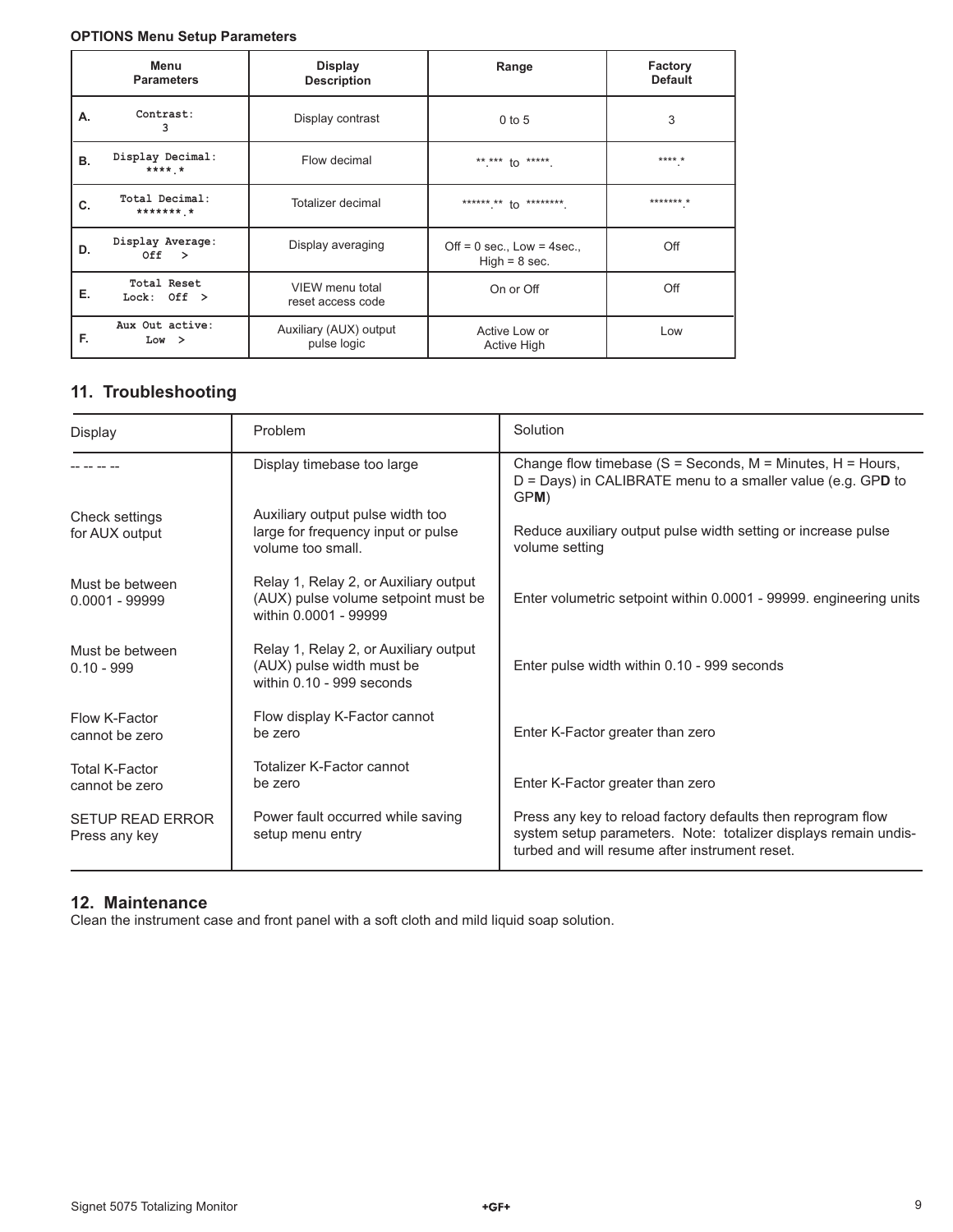**OPTIONS Menu Setup Parameters**

| | Menu Parameters | Display Description | Range | Factory Default |
|---|---|---|---|---|
| A. | Contrast: 3 | Display contrast | 0 to 5 | 3 |
| B. | Display Decimal: ****.* | Flow decimal | **.*** to *****. | ****.* |
| C. | Total Decimal: *******.* | Totalizer decimal | ******.** to ********. | *******.* |
| D. | Display Average: Off > | Display averaging | Off = 0 sec., Low = 4sec., High = 8 sec. | Off |
| E. | Total Reset Lock: Off > | VIEW menu total reset access code | On or Off | Off |
| F. | Aux Out active: Low > | Auxiliary (AUX) output pulse logic | Active Low or Active High | Low |

## 11. Troubleshooting

| Display | Problem | Solution |
|---|---|---|
| -- -- -- -- | Display timebase too large | Change flow timebase (S = Seconds, M = Minutes, H = Hours, D = Days) in CALIBRATE menu to a smaller value (e.g. GP**D** to GP**M**) |
| Check settings for AUX output | Auxiliary output pulse width too large for frequency input or pulse volume too small. | Reduce auxiliary output pulse width setting or increase pulse volume setting |
| Must be between 0.0001 - 99999 | Relay 1, Relay 2, or Auxiliary output (AUX) pulse volume setpoint must be within 0.0001 - 99999 | Enter volumetric setpoint within 0.0001 - 99999. engineering units |
| Must be between 0.10 - 999 | Relay 1, Relay 2, or Auxiliary output (AUX) pulse width must be within 0.10 - 999 seconds | Enter pulse width within 0.10 - 999 seconds |
| Flow K-Factor cannot be zero | Flow display K-Factor cannot be zero | Enter K-Factor greater than zero |
| Total K-Factor cannot be zero | Totalizer K-Factor cannot be zero | Enter K-Factor greater than zero |
| SETUP READ ERROR Press any key | Power fault occurred while saving setup menu entry | Press any key to reload factory defaults then reprogram flow system setup parameters. Note: totalizer displays remain undisturbed and will resume after instrument reset. |

## 12. Maintenance

Clean the instrument case and front panel with a soft cloth and mild liquid soap solution.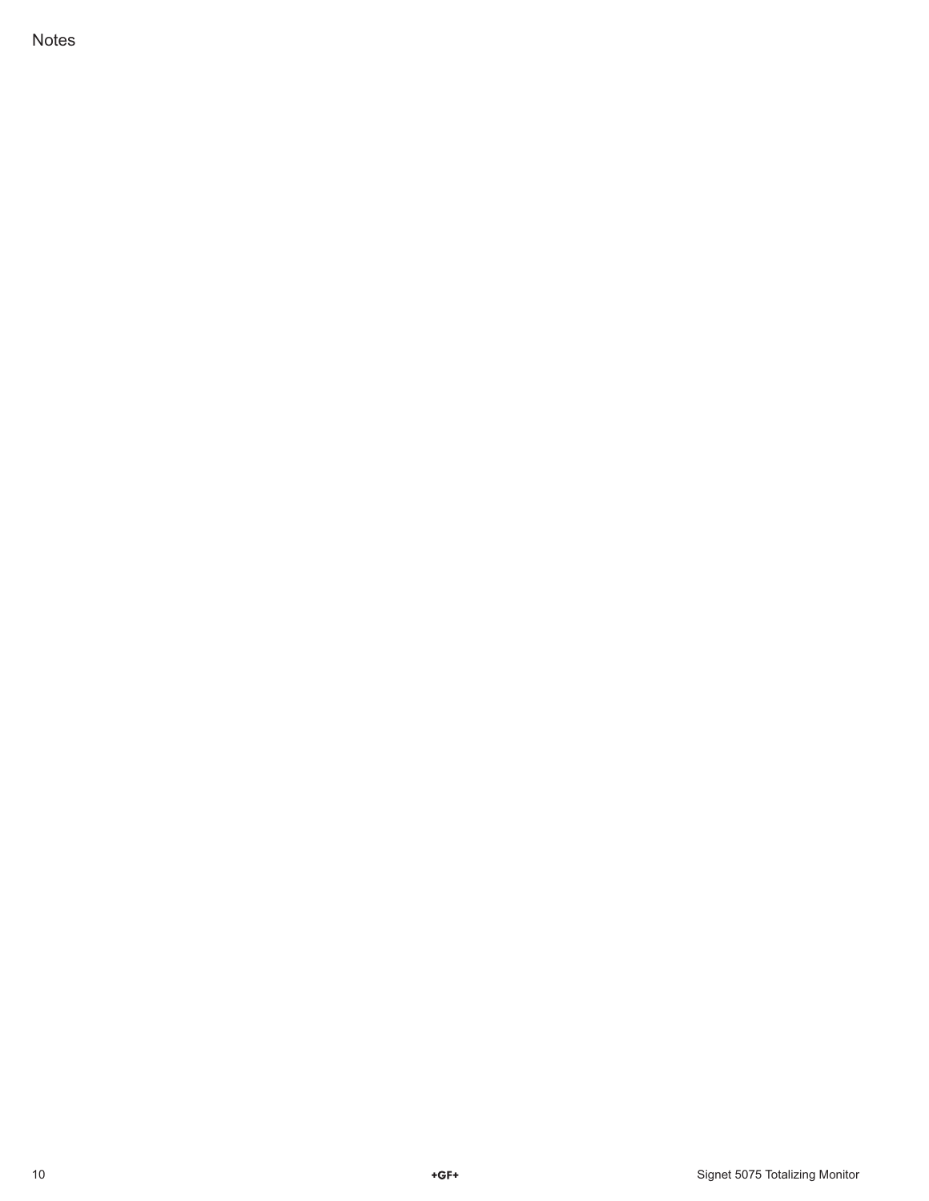Notes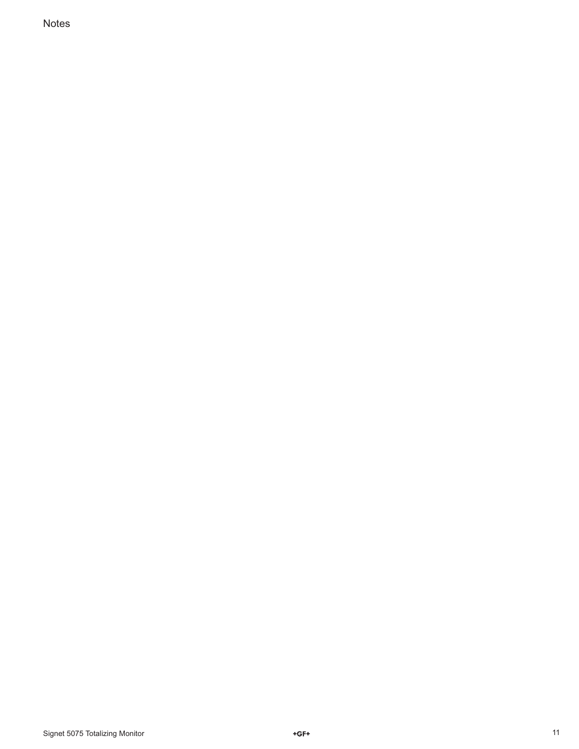Notes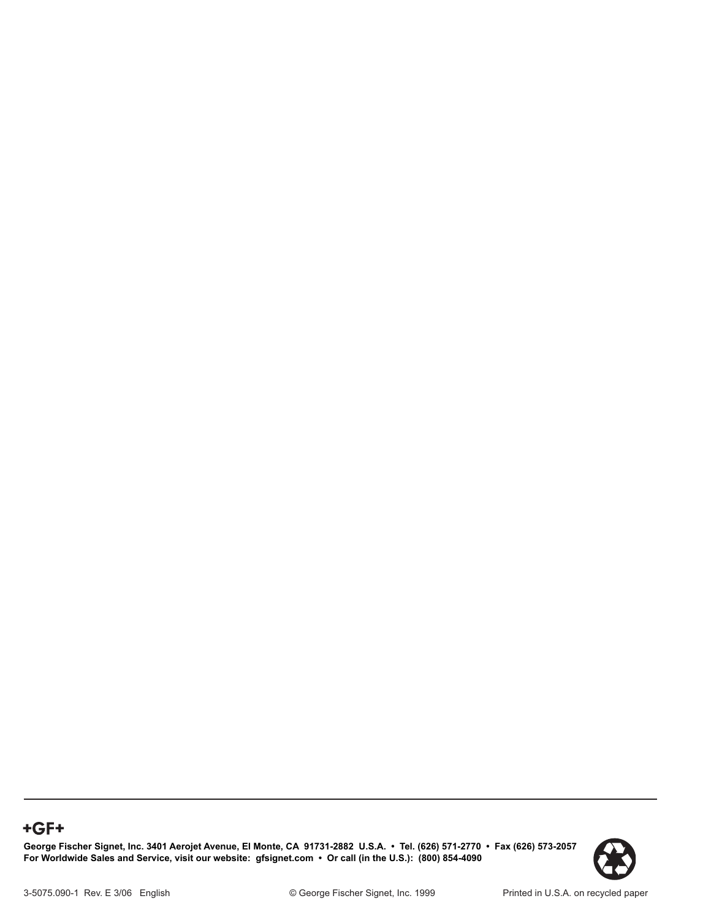+GF+

**George Fischer Signet, Inc. 3401 Aerojet Avenue, El Monte, CA 91731-2882 U.S.A. • Tel. (626) 571-2770 • Fax (626) 573-2057**
**For Worldwide Sales and Service, visit our website: gfsignet.com • Or call (in the U.S.): (800) 854-4090**

3-5075.090-1 Rev. E 3/06 English

© George Fischer Signet, Inc. 1999

Printed in U.S.A. on recycled paper